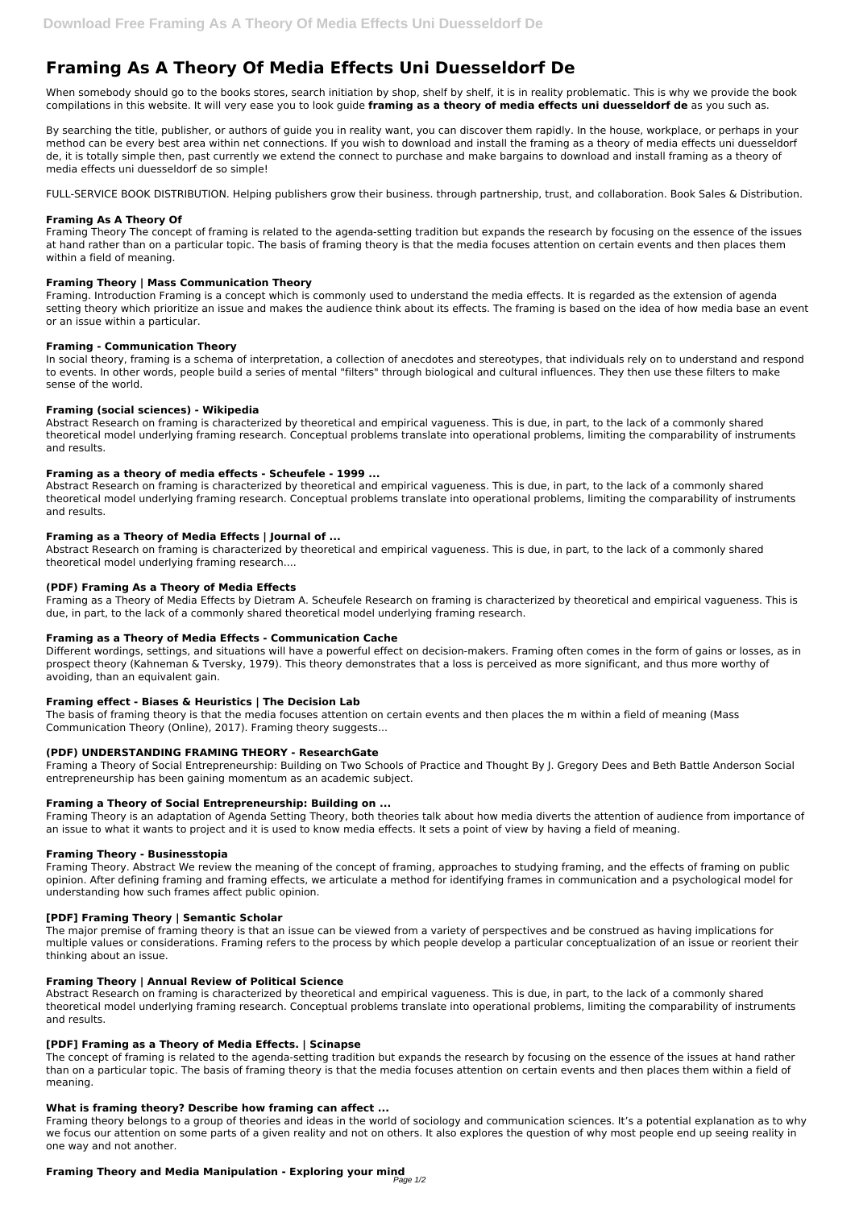# Framing As A Theory Of Media Effects Uni Duesseldorf De

When somebody should go to the books stores, search initiation by shop, shelf by shelf, it is in reality problematic. This is why we provide the book compilations in this website. It will very ease you to look guide **framing as a theory of media effects uni duesseldorf de** as you such as.

By searching the title, publisher, or authors of guide you in reality want, you can discover them rapidly. In the house, workplace, or perhaps in your method can be every best area within net connections. If you wish to download and install the framing as a theory of media effects uni duesseldorf de, it is totally simple then, past currently we extend the connect to purchase and make bargains to download and install framing as a theory of media effects uni duesseldorf de so simple!

FULL-SERVICE BOOK DISTRIBUTION. Helping publishers grow their business. through partnership, trust, and collaboration. Book Sales & Distribution.

### Framing As A Theory Of

Framing Theory The concept of framing is related to the agenda-setting tradition but expands the research by focusing on the essence of the issues at hand rather than on a particular topic. The basis of framing theory is that the media focuses attention on certain events and then places them within a field of meaning.

### Framing Theory | Mass Communication Theory

Framing. Introduction Framing is a concept which is commonly used to understand the media effects. It is regarded as the extension of agenda setting theory which prioritize an issue and makes the audience think about its effects. The framing is based on the idea of how media base an event or an issue within a particular.

### Framing - Communication Theory

In social theory, framing is a schema of interpretation, a collection of anecdotes and stereotypes, that individuals rely on to understand and respond to events. In other words, people build a series of mental "filters" through biological and cultural influences. They then use these filters to make sense of the world.

### Framing (social sciences) - Wikipedia

Abstract Research on framing is characterized by theoretical and empirical vagueness. This is due, in part, to the lack of a commonly shared theoretical model underlying framing research. Conceptual problems translate into operational problems, limiting the comparability of instruments and results.

### Framing as a theory of media effects - Scheufele - 1999 ...

Abstract Research on framing is characterized by theoretical and empirical vagueness. This is due, in part, to the lack of a commonly shared theoretical model underlying framing research. Conceptual problems translate into operational problems, limiting the comparability of instruments and results.

### Framing as a Theory of Media Effects | Journal of ...

Abstract Research on framing is characterized by theoretical and empirical vagueness. This is due, in part, to the lack of a commonly shared theoretical model underlying framing research....

### (PDF) Framing As a Theory of Media Effects

Framing as a Theory of Media Effects by Dietram A. Scheufele Research on framing is characterized by theoretical and empirical vagueness. This is due, in part, to the lack of a commonly shared theoretical model underlying framing research.

### Framing as a Theory of Media Effects - Communication Cache

Different wordings, settings, and situations will have a powerful effect on decision-makers. Framing often comes in the form of gains or losses, as in prospect theory (Kahneman & Tversky, 1979). This theory demonstrates that a loss is perceived as more significant, and thus more worthy of avoiding, than an equivalent gain.

### Framing effect - Biases & Heuristics | The Decision Lab

The basis of framing theory is that the media focuses attention on certain events and then places the m within a field of meaning (Mass Communication Theory (Online), 2017). Framing theory suggests...

### (PDF) UNDERSTANDING FRAMING THEORY - ResearchGate

Framing a Theory of Social Entrepreneurship: Building on Two Schools of Practice and Thought By J. Gregory Dees and Beth Battle Anderson Social entrepreneurship has been gaining momentum as an academic subject.

### Framing a Theory of Social Entrepreneurship: Building on ...

Framing Theory is an adaptation of Agenda Setting Theory, both theories talk about how media diverts the attention of audience from importance of an issue to what it wants to project and it is used to know media effects. It sets a point of view by having a field of meaning.

### Framing Theory - Businesstopia

Framing Theory. Abstract We review the meaning of the concept of framing, approaches to studying framing, and the effects of framing on public opinion. After defining framing and framing effects, we articulate a method for identifying frames in communication and a psychological model for understanding how such frames affect public opinion.

### [PDF] Framing Theory | Semantic Scholar

The major premise of framing theory is that an issue can be viewed from a variety of perspectives and be construed as having implications for multiple values or considerations. Framing refers to the process by which people develop a particular conceptualization of an issue or reorient their thinking about an issue.

### Framing Theory | Annual Review of Political Science

Abstract Research on framing is characterized by theoretical and empirical vagueness. This is due, in part, to the lack of a commonly shared theoretical model underlying framing research. Conceptual problems translate into operational problems, limiting the comparability of instruments and results.

### [PDF] Framing as a Theory of Media Effects. | Scinapse

The concept of framing is related to the agenda-setting tradition but expands the research by focusing on the essence of the issues at hand rather than on a particular topic. The basis of framing theory is that the media focuses attention on certain events and then places them within a field of meaning.

### What is framing theory? Describe how framing can affect ...

Framing theory belongs to a group of theories and ideas in the world of sociology and communication sciences. It's a potential explanation as to why we focus our attention on some parts of a given reality and not on others. It also explores the question of why most people end up seeing reality in one way and not another.

### Framing Theory and Media Manipulation - Exploring your mind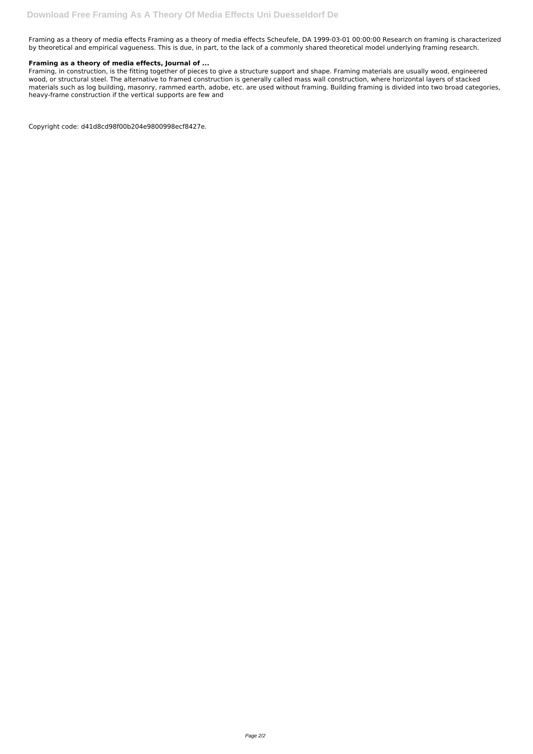Framing as a theory of media effects Framing as a theory of media effects Scheufele, DA 1999-03-01 00:00:00 Research on framing is characterized by theoretical and empirical vagueness. This is due, in part, to the lack of a commonly shared theoretical model underlying framing research.

**Framing as a theory of media effects, Journal of ...**

Framing, in construction, is the fitting together of pieces to give a structure support and shape. Framing materials are usually wood, engineered wood, or structural steel. The alternative to framed construction is generally called mass wall construction, where horizontal layers of stacked materials such as log building, masonry, rammed earth, adobe, etc. are used without framing. Building framing is divided into two broad categories, heavy-frame construction if the vertical supports are few and

Copyright code: d41d8cd98f00b204e9800998ecf8427e.